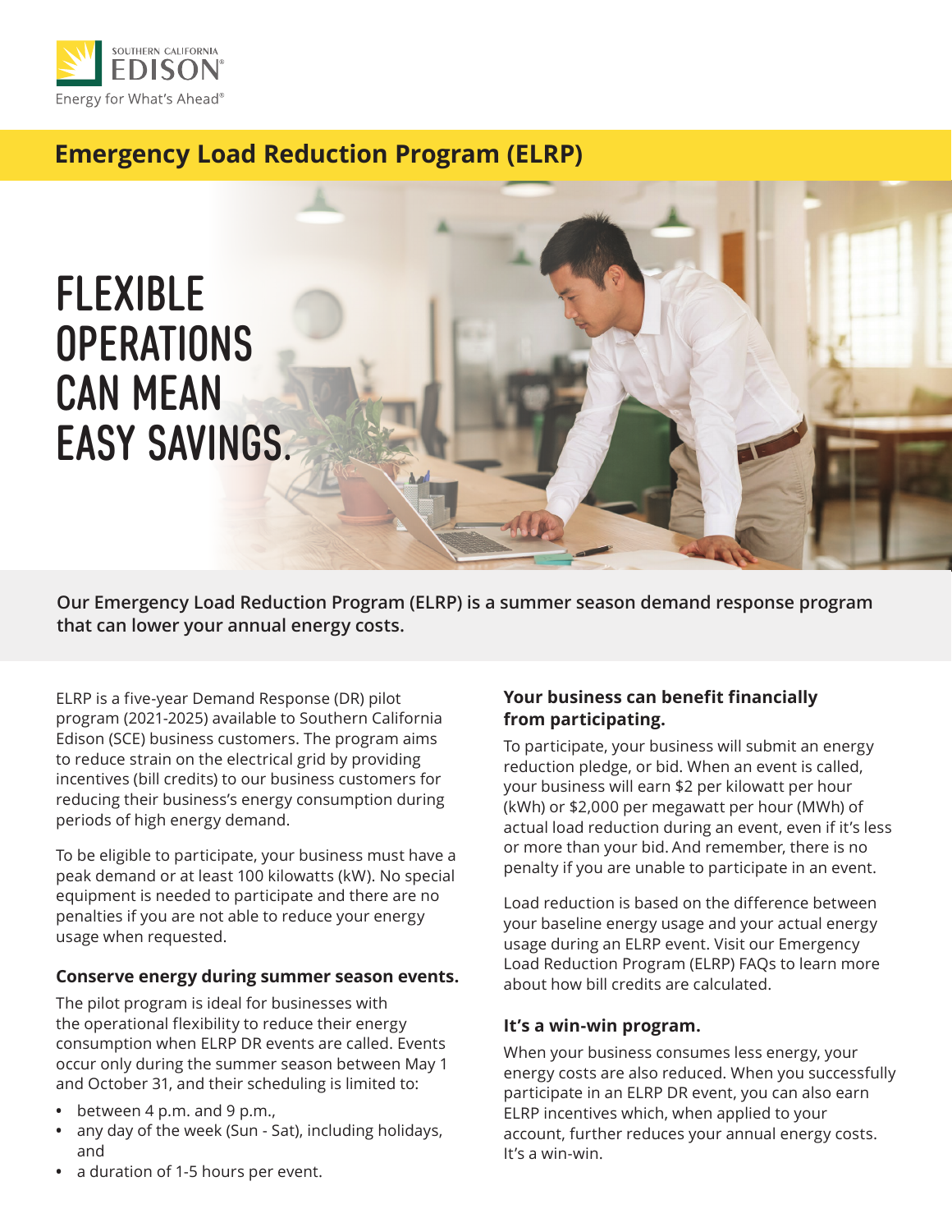SOUTHERN CALIFORNIA EDISON

Energy for What's Ahead®

# Emergency Load Reduction Program (ELRP)

## FLEXIBLE OPERATIONS CAN MEAN EASY SAVINGS.

**Our Emergency Load Reduction Program (ELRP) is a summer season demand response program that can lower your annual energy costs.**

ELRP is a five-year Demand Response (DR) pilot program (2021-2025) available to Southern California Edison (SCE) business customers. The program aims to reduce strain on the electrical grid by providing incentives (bill credits) to our business customers for reducing their business's energy consumption during periods of high energy demand.

To be eligible to participate, your business must have a peak demand or at least 100 kilowatts (kW). No special equipment is needed to participate and there are no penalties if you are not able to reduce your energy usage when requested.

### Conserve energy during summer season events.

The pilot program is ideal for businesses with the operational flexibility to reduce their energy consumption when ELRP DR events are called. Events occur only during the summer season between May 1 and October 31, and their scheduling is limited to:

- between 4 p.m. and 9 p.m.,
- any day of the week (Sun - Sat), including holidays, and
- a duration of 1-5 hours per event.

### Your business can benefit financially from participating.

To participate, your business will submit an energy reduction pledge, or bid. When an event is called, your business will earn $2 per kilowatt per hour (kWh) or $2,000 per megawatt per hour (MWh) of actual load reduction during an event, even if it's less or more than your bid. And remember, there is no penalty if you are unable to participate in an event.

Load reduction is based on the difference between your baseline energy usage and your actual energy usage during an ELRP event. Visit our Emergency Load Reduction Program (ELRP) FAQs to learn more about how bill credits are calculated.

### It's a win-win program.

When your business consumes less energy, your energy costs are also reduced. When you successfully participate in an ELRP DR event, you can also earn ELRP incentives which, when applied to your account, further reduces your annual energy costs. It's a win-win.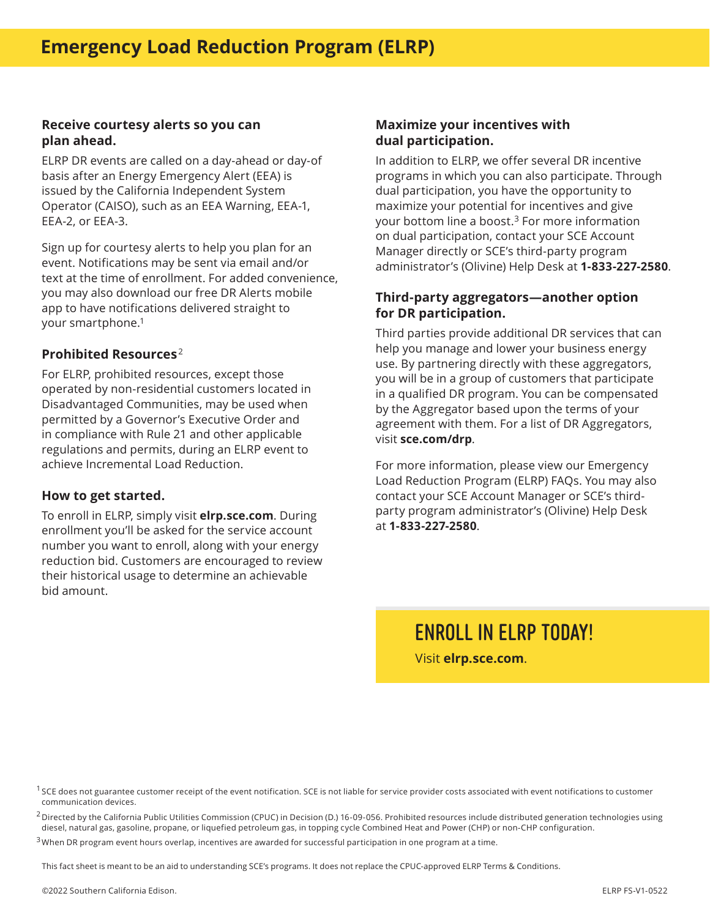# Emergency Load Reduction Program (ELRP)

### Receive courtesy alerts so you can plan ahead.

ELRP DR events are called on a day-ahead or day-of basis after an Energy Emergency Alert (EEA) is issued by the California Independent System Operator (CAISO), such as an EEA Warning, EEA-1, EEA-2, or EEA-3.

Sign up for courtesy alerts to help you plan for an event. Notifications may be sent via email and/or text at the time of enrollment. For added convenience, you may also download our free DR Alerts mobile app to have notifications delivered straight to your smartphone.[1]

### Prohibited Resources[2]

For ELRP, prohibited resources, except those operated by non-residential customers located in Disadvantaged Communities, may be used when permitted by a Governor's Executive Order and in compliance with Rule 21 and other applicable regulations and permits, during an ELRP event to achieve Incremental Load Reduction.

### How to get started.

To enroll in ELRP, simply visit **elrp.sce.com**. During enrollment you'll be asked for the service account number you want to enroll, along with your energy reduction bid. Customers are encouraged to review their historical usage to determine an achievable bid amount.

### Maximize your incentives with dual participation.

In addition to ELRP, we offer several DR incentive programs in which you can also participate. Through dual participation, you have the opportunity to maximize your potential for incentives and give your bottom line a boost.[3] For more information on dual participation, contact your SCE Account Manager directly or SCE's third-party program administrator's (Olivine) Help Desk at **1-833-227-2580**.

### Third-party aggregators—another option for DR participation.

Third parties provide additional DR services that can help you manage and lower your business energy use. By partnering directly with these aggregators, you will be in a group of customers that participate in a qualified DR program. You can be compensated by the Aggregator based upon the terms of your agreement with them. For a list of DR Aggregators, visit **sce.com/drp**.

For more information, please view our Emergency Load Reduction Program (ELRP) FAQs. You may also contact your SCE Account Manager or SCE's third-party program administrator's (Olivine) Help Desk at **1-833-227-2580**.

## ENROLL IN ELRP TODAY!

Visit **elrp.sce.com**.

[1] SCE does not guarantee customer receipt of the event notification. SCE is not liable for service provider costs associated with event notifications to customer communication devices.

[2] Directed by the California Public Utilities Commission (CPUC) in Decision (D.) 16-09-056. Prohibited resources include distributed generation technologies using diesel, natural gas, gasoline, propane, or liquefied petroleum gas, in topping cycle Combined Heat and Power (CHP) or non-CHP configuration.

[3] When DR program event hours overlap, incentives are awarded for successful participation in one program at a time.

This fact sheet is meant to be an aid to understanding SCE's programs. It does not replace the CPUC-approved ELRP Terms & Conditions.

©2022 Southern California Edison.

ELRP FS-V1-0522